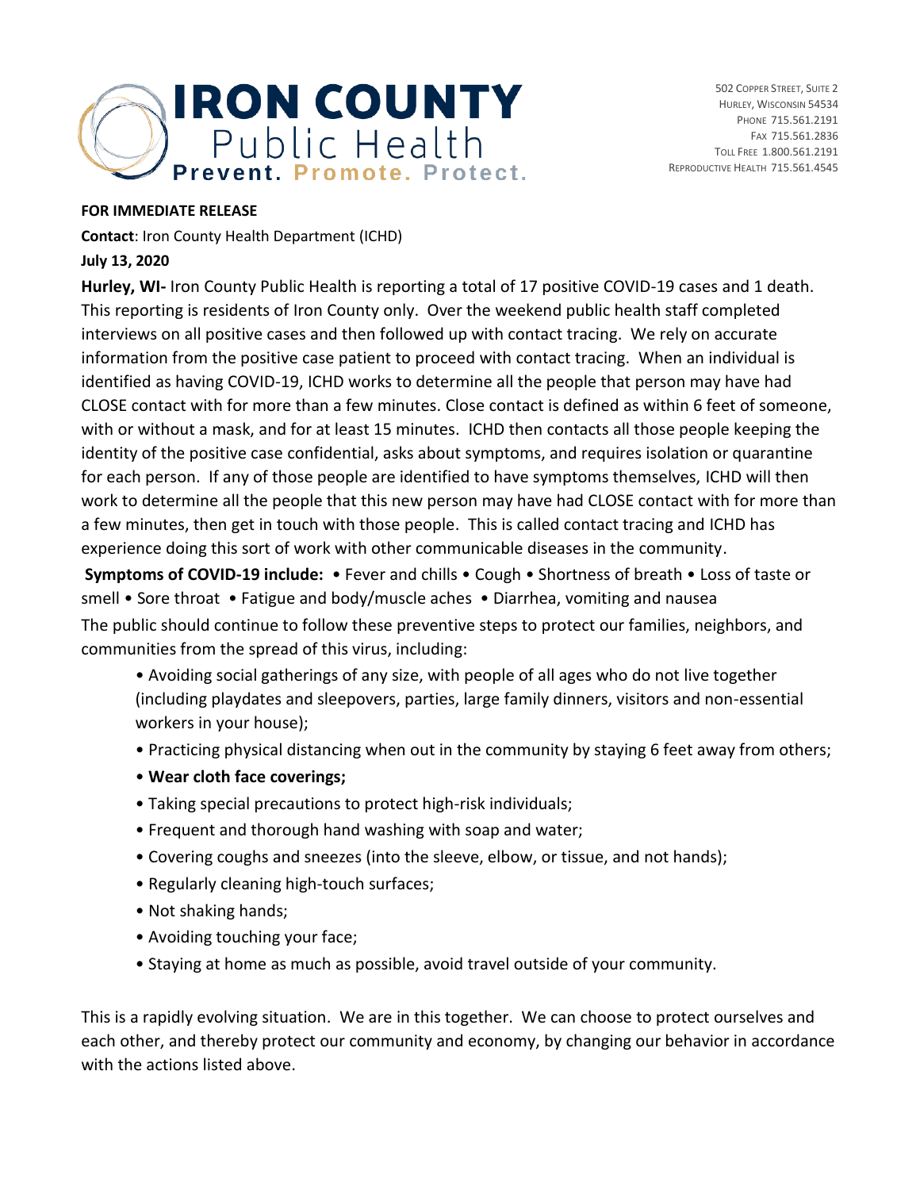**IRON COUNTY**
Public Health
**Prevent. Promote. Protect.**

502 Copper Street, Suite 2
Hurley, Wisconsin 54534
Phone 715.561.2191
Fax 715.561.2836
Toll Free 1.800.561.2191
Reproductive Health 715.561.4545

**FOR IMMEDIATE RELEASE**

**Contact**: Iron County Health Department (ICHD)

**July 13, 2020**

**Hurley, WI-** Iron County Public Health is reporting a total of 17 positive COVID-19 cases and 1 death. This reporting is residents of Iron County only. Over the weekend public health staff completed interviews on all positive cases and then followed up with contact tracing. We rely on accurate information from the positive case patient to proceed with contact tracing. When an individual is identified as having COVID-19, ICHD works to determine all the people that person may have had CLOSE contact with for more than a few minutes. Close contact is defined as within 6 feet of someone, with or without a mask, and for at least 15 minutes. ICHD then contacts all those people keeping the identity of the positive case confidential, asks about symptoms, and requires isolation or quarantine for each person. If any of those people are identified to have symptoms themselves, ICHD will then work to determine all the people that this new person may have had CLOSE contact with for more than a few minutes, then get in touch with those people. This is called contact tracing and ICHD has experience doing this sort of work with other communicable diseases in the community.

**Symptoms of COVID-19 include:** • Fever and chills • Cough • Shortness of breath • Loss of taste or smell • Sore throat • Fatigue and body/muscle aches • Diarrhea, vomiting and nausea

The public should continue to follow these preventive steps to protect our families, neighbors, and communities from the spread of this virus, including:

- Avoiding social gatherings of any size, with people of all ages who do not live together (including playdates and sleepovers, parties, large family dinners, visitors and non-essential workers in your house);
- Practicing physical distancing when out in the community by staying 6 feet away from others;
- **Wear cloth face coverings;**
- Taking special precautions to protect high-risk individuals;
- Frequent and thorough hand washing with soap and water;
- Covering coughs and sneezes (into the sleeve, elbow, or tissue, and not hands);
- Regularly cleaning high-touch surfaces;
- Not shaking hands;
- Avoiding touching your face;
- Staying at home as much as possible, avoid travel outside of your community.

This is a rapidly evolving situation. We are in this together. We can choose to protect ourselves and each other, and thereby protect our community and economy, by changing our behavior in accordance with the actions listed above.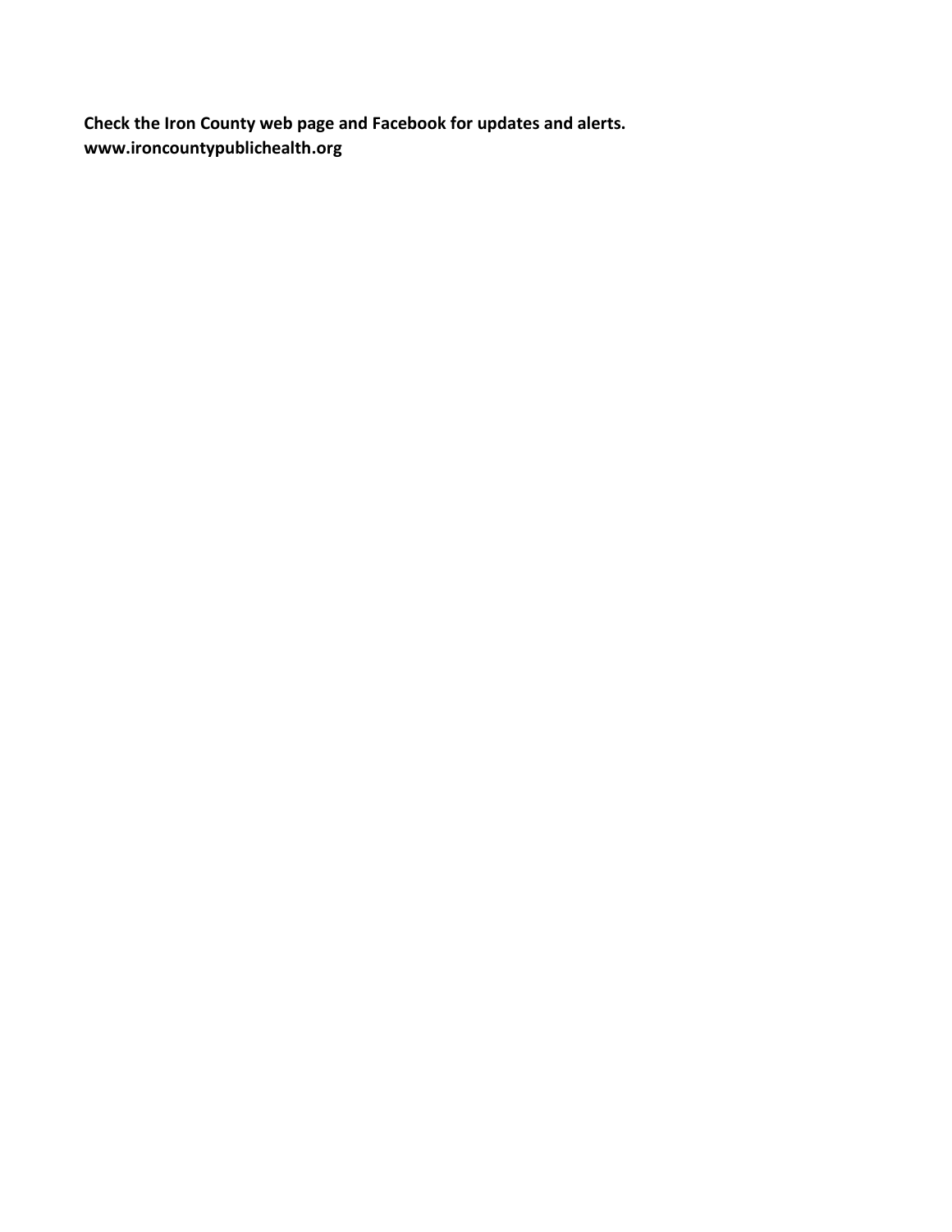**Check the Iron County web page and Facebook for updates and alerts.**
**www.ironcountypublichealth.org**